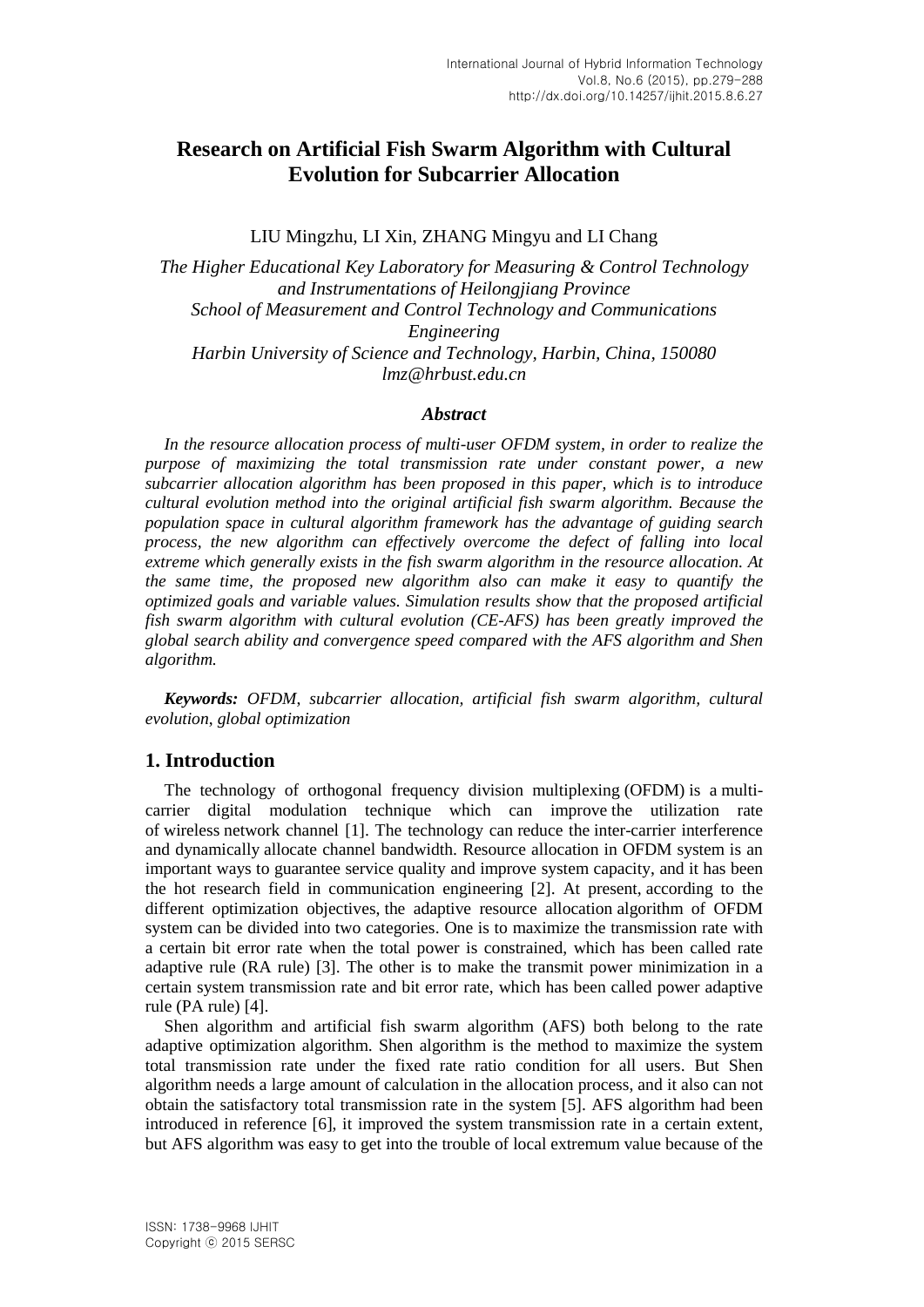# Research on Artificial Fish Swarm Algorithm with Cultural Evolution for Subcarrier Allocation

LIU Mingzhu, LI Xin, ZHANG Mingyu and LI Chang

*The Higher Educational Key Laboratory for Measuring & Control Technology and Instrumentations of Heilongjiang Province*
*School of Measurement and Control Technology and Communications Engineering*
*Harbin University of Science and Technology, Harbin, China, 150080*
*lmz@hrbust.edu.cn*

### *Abstract*

*In the resource allocation process of multi-user OFDM system, in order to realize the purpose of maximizing the total transmission rate under constant power, a new subcarrier allocation algorithm has been proposed in this paper, which is to introduce cultural evolution method into the original artificial fish swarm algorithm. Because the population space in cultural algorithm framework has the advantage of guiding search process, the new algorithm can effectively overcome the defect of falling into local extreme which generally exists in the fish swarm algorithm in the resource allocation. At the same time, the proposed new algorithm also can make it easy to quantify the optimized goals and variable values. Simulation results show that the proposed artificial fish swarm algorithm with cultural evolution (CE-AFS) has been greatly improved the global search ability and convergence speed compared with the AFS algorithm and Shen algorithm.*

***Keywords:*** *OFDM, subcarrier allocation, artificial fish swarm algorithm, cultural evolution, global optimization*

## 1. Introduction

The technology of orthogonal frequency division multiplexing (OFDM) is a multi-carrier digital modulation technique which can improve the utilization rate of wireless network channel [1]. The technology can reduce the inter-carrier interference and dynamically allocate channel bandwidth. Resource allocation in OFDM system is an important ways to guarantee service quality and improve system capacity, and it has been the hot research field in communication engineering [2]. At present, according to the different optimization objectives, the adaptive resource allocation algorithm of OFDM system can be divided into two categories. One is to maximize the transmission rate with a certain bit error rate when the total power is constrained, which has been called rate adaptive rule (RA rule) [3]. The other is to make the transmit power minimization in a certain system transmission rate and bit error rate, which has been called power adaptive rule (PA rule) [4].

Shen algorithm and artificial fish swarm algorithm (AFS) both belong to the rate adaptive optimization algorithm. Shen algorithm is the method to maximize the system total transmission rate under the fixed rate ratio condition for all users. But Shen algorithm needs a large amount of calculation in the allocation process, and it also can not obtain the satisfactory total transmission rate in the system [5]. AFS algorithm had been introduced in reference [6], it improved the system transmission rate in a certain extent, but AFS algorithm was easy to get into the trouble of local extremum value because of the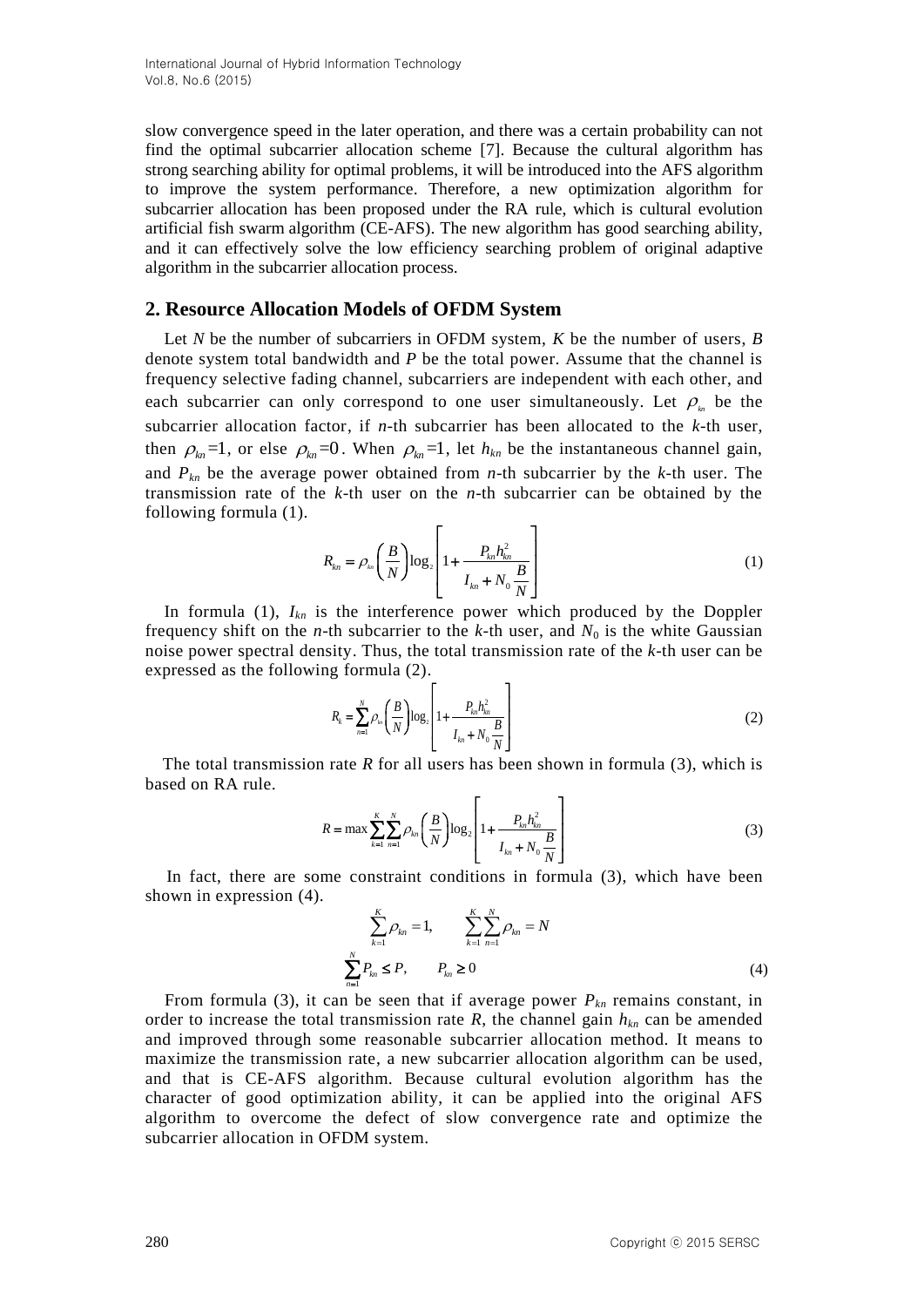slow convergence speed in the later operation, and there was a certain probability can not find the optimal subcarrier allocation scheme [7]. Because the cultural algorithm has strong searching ability for optimal problems, it will be introduced into the AFS algorithm to improve the system performance. Therefore, a new optimization algorithm for subcarrier allocation has been proposed under the RA rule, which is cultural evolution artificial fish swarm algorithm (CE-AFS). The new algorithm has good searching ability, and it can effectively solve the low efficiency searching problem of original adaptive algorithm in the subcarrier allocation process.

## 2. Resource Allocation Models of OFDM System

Let $N$ be the number of subcarriers in OFDM system, $K$ be the number of users, $B$ denote system total bandwidth and $P$ be the total power. Assume that the channel is frequency selective fading channel, subcarriers are independent with each other, and each subcarrier can only correspond to one user simultaneously. Let $\rho_{kn}$ be the subcarrier allocation factor, if $n$-th subcarrier has been allocated to the $k$-th user, then $\rho_{kn}=1$, or else $\rho_{kn}=0$. When $\rho_{kn}=1$, let $h_{kn}$ be the instantaneous channel gain, and $P_{kn}$ be the average power obtained from $n$-th subcarrier by the $k$-th user. The transmission rate of the $k$-th user on the $n$-th subcarrier can be obtained by the following formula (1).

$$R_{kn} = \rho_{kn}\left(\frac{B}{N}\right)\log_2\left[1+\frac{P_{kn}h_{kn}^2}{I_{kn}+N_0\dfrac{B}{N}}\right] \tag{1}$$

In formula (1), $I_{kn}$ is the interference power which produced by the Doppler frequency shift on the $n$-th subcarrier to the $k$-th user, and $N_0$ is the white Gaussian noise power spectral density. Thus, the total transmission rate of the $k$-th user can be expressed as the following formula (2).

$$R_k = \sum_{n=1}^{N}\rho_{kn}\left(\frac{B}{N}\right)\log_2\left[1+\frac{P_{kn}h_{kn}^2}{I_{kn}+N_0\dfrac{B}{N}}\right] \tag{2}$$

The total transmission rate $R$ for all users has been shown in formula (3), which is based on RA rule.

$$R = \max\sum_{k=1}^{K}\sum_{n=1}^{N}\rho_{kn}\left(\frac{B}{N}\right)\log_2\left[1+\frac{P_{kn}h_{kn}^2}{I_{kn}+N_0\dfrac{B}{N}}\right] \tag{3}$$

In fact, there are some constraint conditions in formula (3), which have been shown in expression (4).

$$\sum_{k=1}^{K}\rho_{kn}=1, \qquad \sum_{k=1}^{K}\sum_{n=1}^{N}\rho_{kn}=N$$
$$\sum_{n=1}^{N}P_{kn}\le P, \qquad P_{kn}\ge 0 \tag{4}$$

From formula (3), it can be seen that if average power $P_{kn}$ remains constant, in order to increase the total transmission rate $R$, the channel gain $h_{kn}$ can be amended and improved through some reasonable subcarrier allocation method. It means to maximize the transmission rate, a new subcarrier allocation algorithm can be used, and that is CE-AFS algorithm. Because cultural evolution algorithm has the character of good optimization ability, it can be applied into the original AFS algorithm to overcome the defect of slow convergence rate and optimize the subcarrier allocation in OFDM system.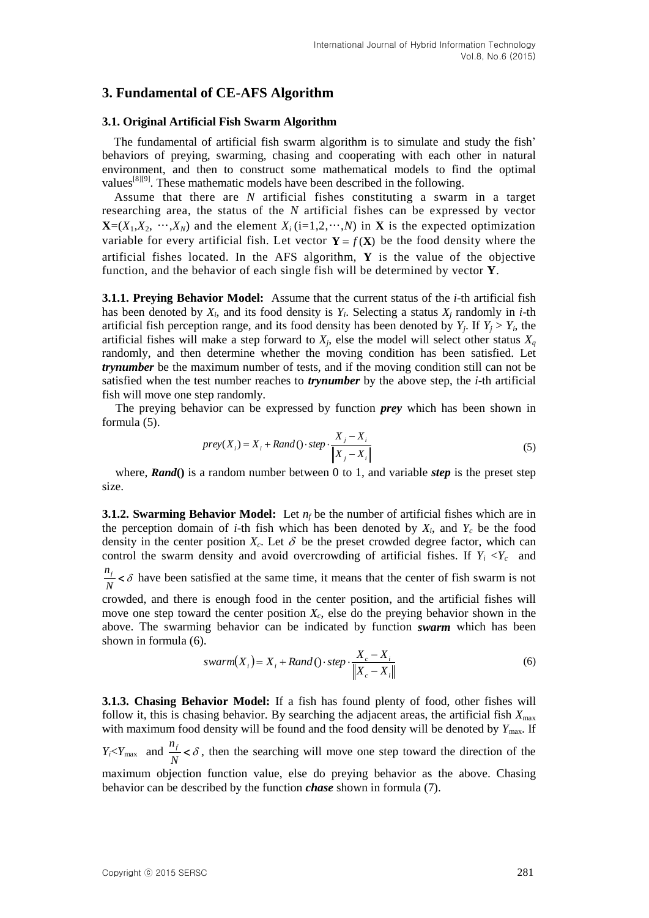## 3. Fundamental of CE-AFS Algorithm

### 3.1. Original Artificial Fish Swarm Algorithm

The fundamental of artificial fish swarm algorithm is to simulate and study the fish' behaviors of preying, swarming, chasing and cooperating with each other in natural environment, and then to construct some mathematical models to find the optimal values[8][9]. These mathematic models have been described in the following.

Assume that there are $N$ artificial fishes constituting a swarm in a target researching area, the status of the $N$ artificial fishes can be expressed by vector $\mathbf{X}=(X_1,X_2,\cdots,X_N)$ and the element $X_i$ (i=1,2,⋯,$N$) in $\mathbf{X}$ is the expected optimization variable for every artificial fish. Let vector $\mathbf{Y}=f(\mathbf{X})$ be the food density where the artificial fishes located. In the AFS algorithm, $\mathbf{Y}$ is the value of the objective function, and the behavior of each single fish will be determined by vector $\mathbf{Y}$.

**3.1.1. Preying Behavior Model:** Assume that the current status of the *i*-th artificial fish has been denoted by $X_i$, and its food density is $Y_i$. Selecting a status $X_j$ randomly in *i*-th artificial fish perception range, and its food density has been denoted by $Y_j$. If $Y_j > Y_i$, the artificial fishes will make a step forward to $X_j$, else the model will select other status $X_q$ randomly, and then determine whether the moving condition has been satisfied. Let ***trynumber*** be the maximum number of tests, and if the moving condition still can not be satisfied when the test number reaches to ***trynumber*** by the above step, the *i*-th artificial fish will move one step randomly.

The preying behavior can be expressed by function ***prey*** which has been shown in formula (5).

$$prey(X_i) = X_i + Rand() \cdot step \cdot \frac{X_j - X_i}{\|X_j - X_i\|} \tag{5}$$

where, ***Rand*()** is a random number between 0 to 1, and variable ***step*** is the preset step size.

**3.1.2. Swarming Behavior Model:** Let $n_f$ be the number of artificial fishes which are in the perception domain of *i*-th fish which has been denoted by $X_i$, and $Y_c$ be the food density in the center position $X_c$. Let $\delta$ be the preset crowded degree factor, which can control the swarm density and avoid overcrowding of artificial fishes. If $Y_i < Y_c$ and $\frac{n_f}{N} < \delta$ have been satisfied at the same time, it means that the center of fish swarm is not crowded, and there is enough food in the center position, and the artificial fishes will move one step toward the center position $X_c$, else do the preying behavior shown in the above. The swarming behavior can be indicated by function ***swarm*** which has been shown in formula (6).

$$swarm(X_i) = X_i + Rand() \cdot step \cdot \frac{X_c - X_i}{\|X_c - X_i\|} \tag{6}$$

**3.1.3. Chasing Behavior Model:** If a fish has found plenty of food, other fishes will follow it, this is chasing behavior. By searching the adjacent areas, the artificial fish $X_{\max}$ with maximum food density will be found and the food density will be denoted by $Y_{\max}$. If $Y_i < Y_{\max}$ and $\frac{n_f}{N} < \delta$, then the searching will move one step toward the direction of the maximum objection function value, else do preying behavior as the above. Chasing behavior can be described by the function ***chase*** shown in formula (7).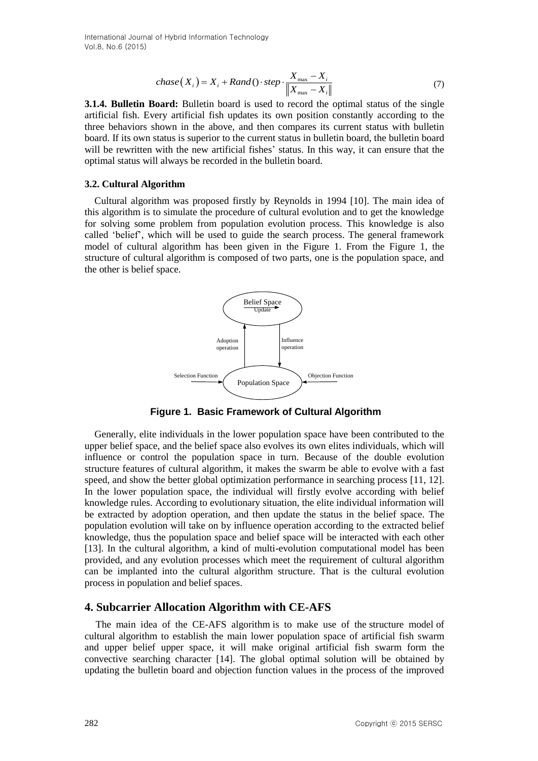$$chase\left(X_i\right)=X_i+Rand()\cdot step\cdot\frac{X_{\max}-X_i}{\left\|X_{\max}-X_i\right\|} \tag{7}$$

**3.1.4. Bulletin Board:** Bulletin board is used to record the optimal status of the single artificial fish. Every artificial fish updates its own position constantly according to the three behaviors shown in the above, and then compares its current status with bulletin board. If its own status is superior to the current status in bulletin board, the bulletin board will be rewritten with the new artificial fishes' status. In this way, it can ensure that the optimal status will always be recorded in the bulletin board.

### 3.2. Cultural Algorithm

Cultural algorithm was proposed firstly by Reynolds in 1994 [10]. The main idea of this algorithm is to simulate the procedure of cultural evolution and to get the knowledge for solving some problem from population evolution process. This knowledge is also called 'belief', which will be used to guide the search process. The general framework model of cultural algorithm has been given in the Figure 1. From the Figure 1, the structure of cultural algorithm is composed of two parts, one is the population space, and the other is belief space.

**Figure 1. Basic Framework of Cultural Algorithm**

Generally, elite individuals in the lower population space have been contributed to the upper belief space, and the belief space also evolves its own elites individuals, which will influence or control the population space in turn. Because of the double evolution structure features of cultural algorithm, it makes the swarm be able to evolve with a fast speed, and show the better global optimization performance in searching process [11, 12]. In the lower population space, the individual will firstly evolve according with belief knowledge rules. According to evolutionary situation, the elite individual information will be extracted by adoption operation, and then update the status in the belief space. The population evolution will take on by influence operation according to the extracted belief knowledge, thus the population space and belief space will be interacted with each other [13]. In the cultural algorithm, a kind of multi-evolution computational model has been provided, and any evolution processes which meet the requirement of cultural algorithm can be implanted into the cultural algorithm structure. That is the cultural evolution process in population and belief spaces.

## 4. Subcarrier Allocation Algorithm with CE-AFS

The main idea of the CE-AFS algorithm is to make use of the structure model of cultural algorithm to establish the main lower population space of artificial fish swarm and upper belief upper space, it will make original artificial fish swarm form the convective searching character [14]. The global optimal solution will be obtained by updating the bulletin board and objection function values in the process of the improved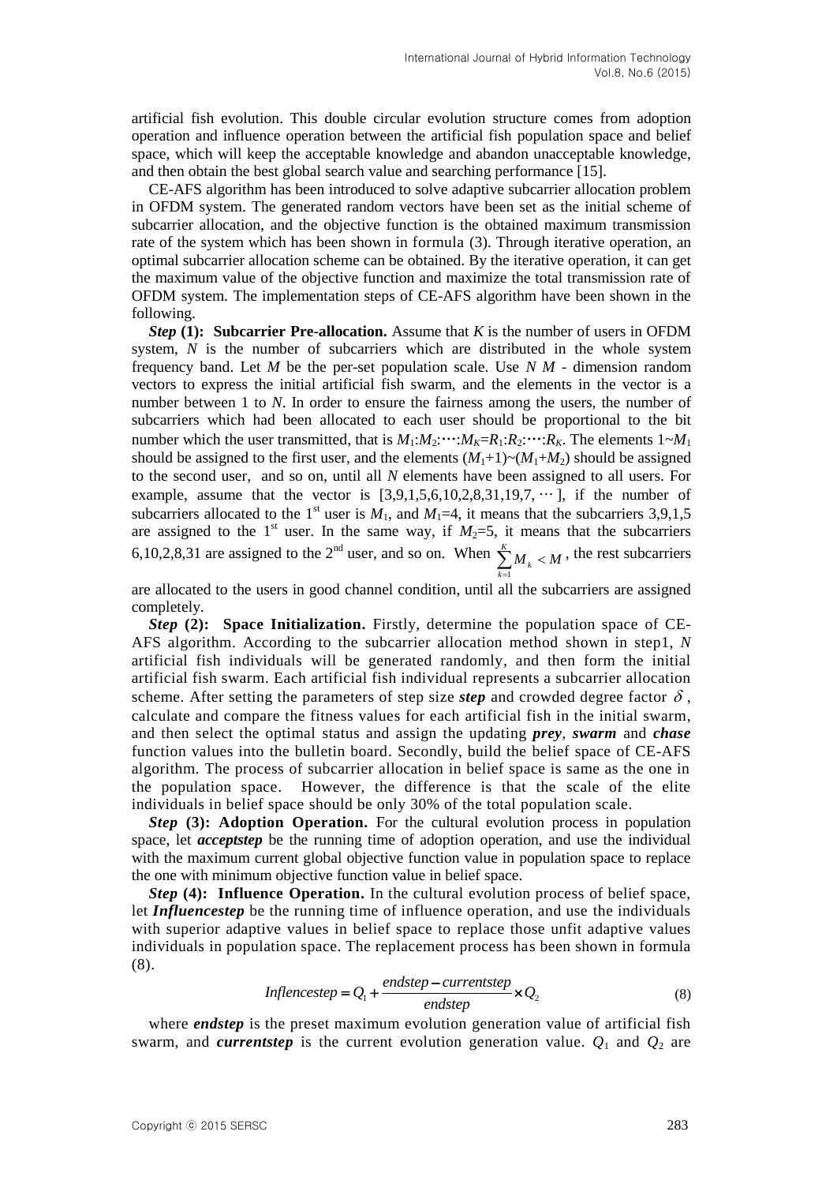artificial fish evolution. This double circular evolution structure comes from adoption operation and influence operation between the artificial fish population space and belief space, which will keep the acceptable knowledge and abandon unacceptable knowledge, and then obtain the best global search value and searching performance [15].

CE-AFS algorithm has been introduced to solve adaptive subcarrier allocation problem in OFDM system. The generated random vectors have been set as the initial scheme of subcarrier allocation, and the objective function is the obtained maximum transmission rate of the system which has been shown in formula (3). Through iterative operation, an optimal subcarrier allocation scheme can be obtained. By the iterative operation, it can get the maximum value of the objective function and maximize the total transmission rate of OFDM system. The implementation steps of CE-AFS algorithm have been shown in the following.

***Step* (1): Subcarrier Pre-allocation.** Assume that $K$ is the number of users in OFDM system, $N$ is the number of subcarriers which are distributed in the whole system frequency band. Let $M$ be the per-set population scale. Use $N$ $M$ - dimension random vectors to express the initial artificial fish swarm, and the elements in the vector is a number between 1 to $N$. In order to ensure the fairness among the users, the number of subcarriers which had been allocated to each user should be proportional to the bit number which the user transmitted, that is $M_1:M_2:\cdots:M_K=R_1:R_2:\cdots:R_K$. The elements $1\sim M_1$ should be assigned to the first user, and the elements $(M_1+1)\sim(M_1+M_2)$ should be assigned to the second user, and so on, until all $N$ elements have been assigned to all users. For example, assume that the vector is $[3,9,1,5,6,10,2,8,31,19,7,\cdots]$, if the number of subcarriers allocated to the 1st user is $M_1$, and $M_1$=4, it means that the subcarriers 3,9,1,5 are assigned to the 1st user. In the same way, if $M_2$=5, it means that the subcarriers 6,10,2,8,31 are assigned to the 2nd user, and so on. When $\sum_{k=1}^{K} M_k < M$, the rest subcarriers are allocated to the users in good channel condition, until all the subcarriers are assigned completely.

***Step* (2): Space Initialization.** Firstly, determine the population space of CE-AFS algorithm. According to the subcarrier allocation method shown in step1, $N$ artificial fish individuals will be generated randomly, and then form the initial artificial fish swarm. Each artificial fish individual represents a subcarrier allocation scheme. After setting the parameters of step size ***step*** and crowded degree factor $\delta$, calculate and compare the fitness values for each artificial fish in the initial swarm, and then select the optimal status and assign the updating ***prey***, ***swarm*** and ***chase*** function values into the bulletin board. Secondly, build the belief space of CE-AFS algorithm. The process of subcarrier allocation in belief space is same as the one in the population space. However, the difference is that the scale of the elite individuals in belief space should be only 30% of the total population scale.

***Step* (3): Adoption Operation.** For the cultural evolution process in population space, let ***acceptstep*** be the running time of adoption operation, and use the individual with the maximum current global objective function value in population space to replace the one with minimum objective function value in belief space.

***Step* (4): Influence Operation.** In the cultural evolution process of belief space, let ***Influencestep*** be the running time of influence operation, and use the individuals with superior adaptive values in belief space to replace those unfit adaptive values individuals in population space. The replacement process has been shown in formula (8).

$$Inflencestep = Q_1 + \frac{endstep - currentstep}{endstep} \times Q_2 \tag{8}$$

where ***endstep*** is the preset maximum evolution generation value of artificial fish swarm, and ***currentstep*** is the current evolution generation value. $Q_1$ and $Q_2$ are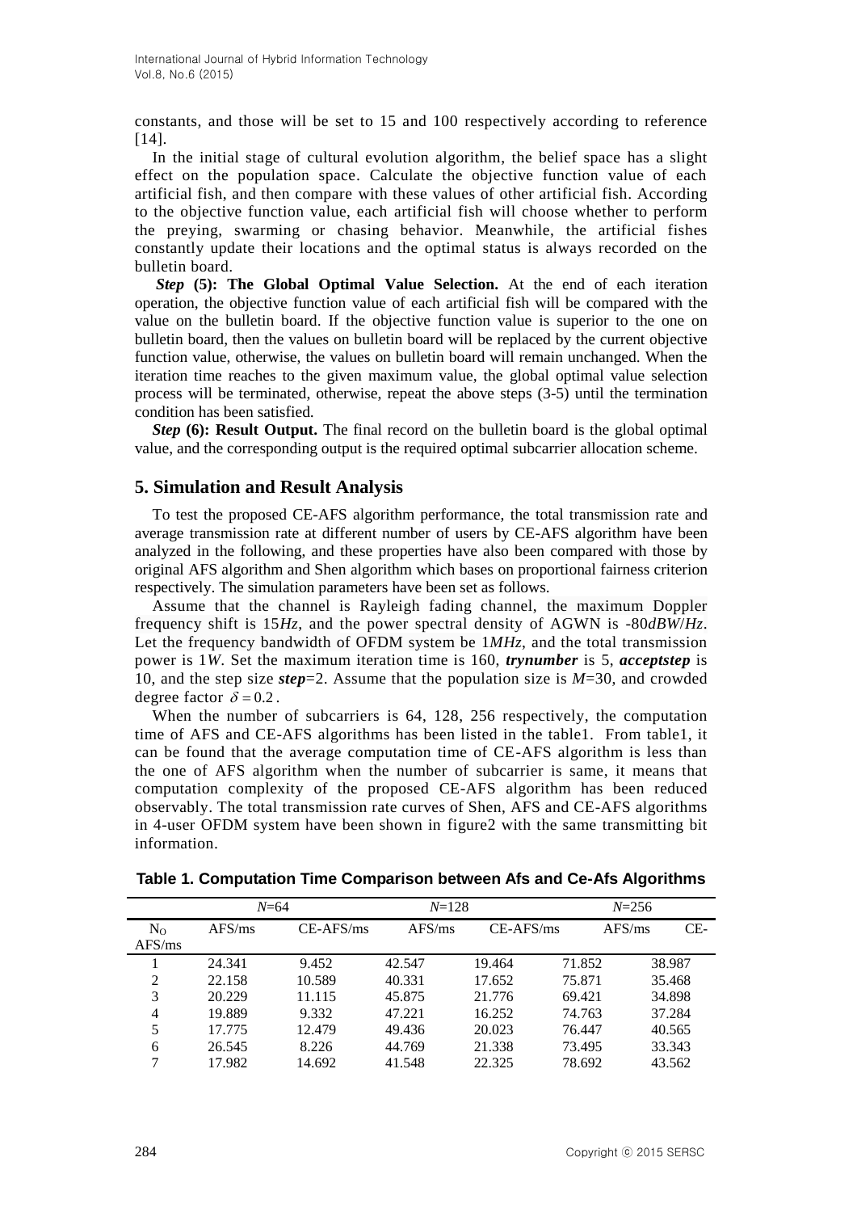constants, and those will be set to 15 and 100 respectively according to reference [14].

In the initial stage of cultural evolution algorithm, the belief space has a slight effect on the population space. Calculate the objective function value of each artificial fish, and then compare with these values of other artificial fish. According to the objective function value, each artificial fish will choose whether to perform the preying, swarming or chasing behavior. Meanwhile, the artificial fishes constantly update their locations and the optimal status is always recorded on the bulletin board.

***Step* (5): The Global Optimal Value Selection.** At the end of each iteration operation, the objective function value of each artificial fish will be compared with the value on the bulletin board. If the objective function value is superior to the one on bulletin board, then the values on bulletin board will be replaced by the current objective function value, otherwise, the values on bulletin board will remain unchanged. When the iteration time reaches to the given maximum value, the global optimal value selection process will be terminated, otherwise, repeat the above steps (3-5) until the termination condition has been satisfied.

***Step* (6): Result Output.** The final record on the bulletin board is the global optimal value, and the corresponding output is the required optimal subcarrier allocation scheme.

## 5. Simulation and Result Analysis

To test the proposed CE-AFS algorithm performance, the total transmission rate and average transmission rate at different number of users by CE-AFS algorithm have been analyzed in the following, and these properties have also been compared with those by original AFS algorithm and Shen algorithm which bases on proportional fairness criterion respectively. The simulation parameters have been set as follows.

Assume that the channel is Rayleigh fading channel, the maximum Doppler frequency shift is 15*Hz*, and the power spectral density of AGWN is -80*dBW*/*Hz*. Let the frequency bandwidth of OFDM system be 1*MHz*, and the total transmission power is 1*W*. Set the maximum iteration time is 160, ***trynumber*** is 5, ***acceptstep*** is 10, and the step size ***step***=2. Assume that the population size is *M*=30, and crowded degree factor $\delta = 0.2$.

When the number of subcarriers is 64, 128, 256 respectively, the computation time of AFS and CE-AFS algorithms has been listed in the table1. From table1, it can be found that the average computation time of CE-AFS algorithm is less than the one of AFS algorithm when the number of subcarrier is same, it means that computation complexity of the proposed CE-AFS algorithm has been reduced observably. The total transmission rate curves of Shen, AFS and CE-AFS algorithms in 4-user OFDM system have been shown in figure2 with the same transmitting bit information.

**Table 1. Computation Time Comparison between Afs and Ce-Afs Algorithms**

| | *N*=64 | | *N*=128 | | *N*=256 | |
|---|---|---|---|---|---|---|
| $N_O$ | AFS/ms | CE-AFS/ms | AFS/ms | CE-AFS/ms | AFS/ms | CE-AFS/ms |
| 1 | 24.341 | 9.452 | 42.547 | 19.464 | 71.852 | 38.987 |
| 2 | 22.158 | 10.589 | 40.331 | 17.652 | 75.871 | 35.468 |
| 3 | 20.229 | 11.115 | 45.875 | 21.776 | 69.421 | 34.898 |
| 4 | 19.889 | 9.332 | 47.221 | 16.252 | 74.763 | 37.284 |
| 5 | 17.775 | 12.479 | 49.436 | 20.023 | 76.447 | 40.565 |
| 6 | 26.545 | 8.226 | 44.769 | 21.338 | 73.495 | 33.343 |
| 7 | 17.982 | 14.692 | 41.548 | 22.325 | 78.692 | 43.562 |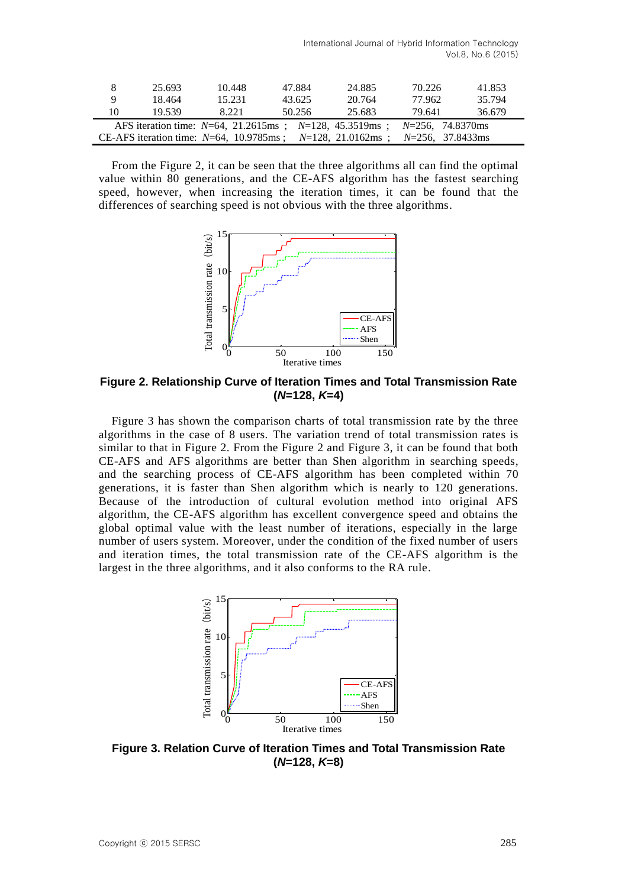| 8 | 25.693 | 10.448 | 47.884 | 24.885 | 70.226 | 41.853 |
|---|---|---|---|---|---|---|
| 9 | 18.464 | 15.231 | 43.625 | 20.764 | 77.962 | 35.794 |
| 10 | 19.539 | 8.221 | 50.256 | 25.683 | 79.641 | 36.679 |
| AFS iteration time: $N$=64, 21.2615ms ; $N$=128, 45.3519ms ; $N$=256, 74.8370ms | | | | | | |
| CE-AFS iteration time: $N$=64, 10.9785ms ; $N$=128, 21.0162ms ; $N$=256, 37.8433ms | | | | | | |

From the Figure 2, it can be seen that the three algorithms all can find the optimal value within 80 generations, and the CE-AFS algorithm has the fastest searching speed, however, when increasing the iteration times, it can be found that the differences of searching speed is not obvious with the three algorithms.

**Figure 2. Relationship Curve of Iteration Times and Total Transmission Rate ($N$=128, $K$=4)**

Figure 3 has shown the comparison charts of total transmission rate by the three algorithms in the case of 8 users. The variation trend of total transmission rates is similar to that in Figure 2. From the Figure 2 and Figure 3, it can be found that both CE-AFS and AFS algorithms are better than Shen algorithm in searching speeds, and the searching process of CE-AFS algorithm has been completed within 70 generations, it is faster than Shen algorithm which is nearly to 120 generations. Because of the introduction of cultural evolution method into original AFS algorithm, the CE-AFS algorithm has excellent convergence speed and obtains the global optimal value with the least number of iterations, especially in the large number of users system. Moreover, under the condition of the fixed number of users and iteration times, the total transmission rate of the CE-AFS algorithm is the largest in the three algorithms, and it also conforms to the RA rule.

**Figure 3. Relation Curve of Iteration Times and Total Transmission Rate ($N$=128, $K$=8)**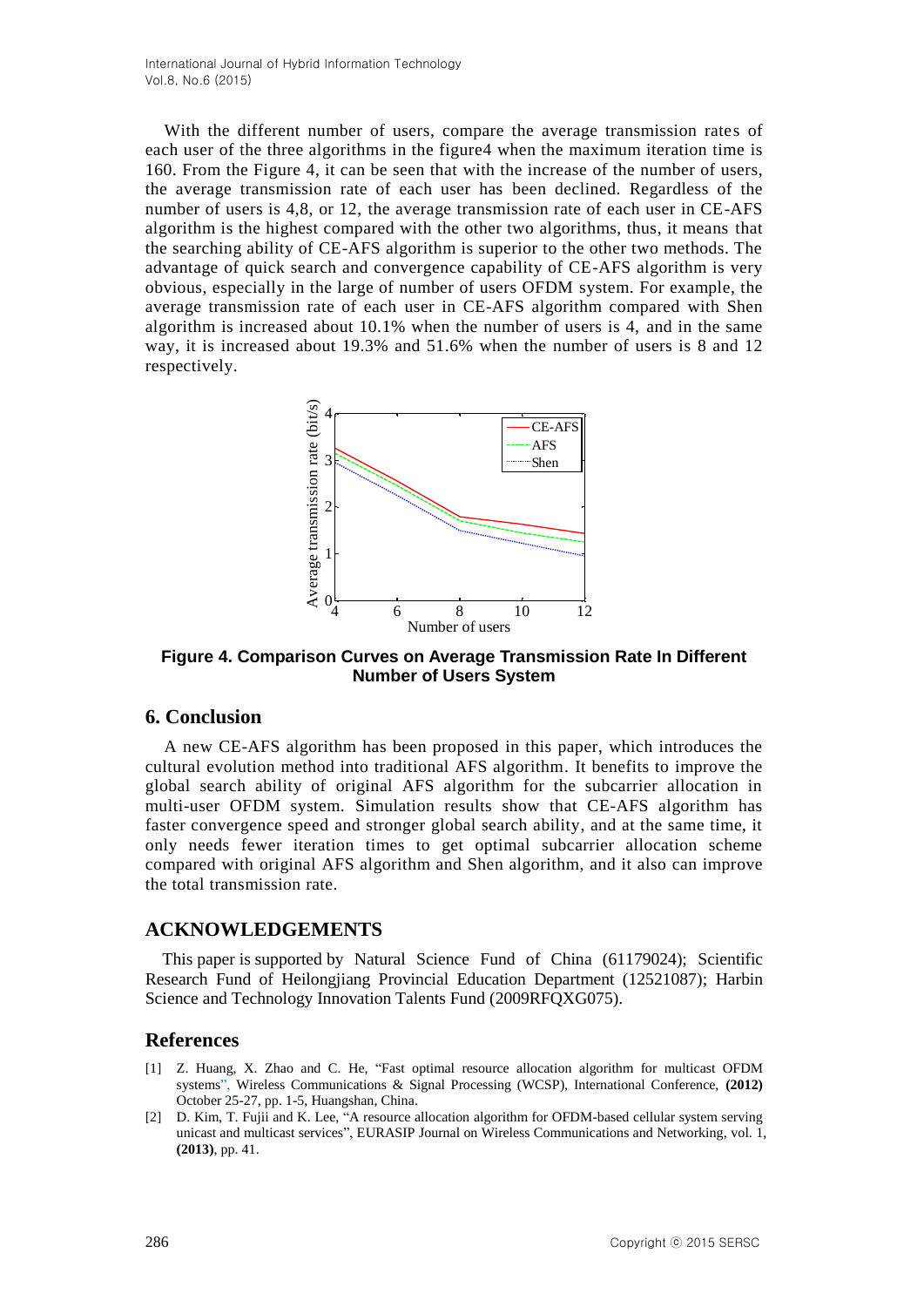With the different number of users, compare the average transmission rates of each user of the three algorithms in the figure4 when the maximum iteration time is 160. From the Figure 4, it can be seen that with the increase of the number of users, the average transmission rate of each user has been declined. Regardless of the number of users is 4,8, or 12, the average transmission rate of each user in CE-AFS algorithm is the highest compared with the other two algorithms, thus, it means that the searching ability of CE-AFS algorithm is superior to the other two methods. The advantage of quick search and convergence capability of CE-AFS algorithm is very obvious, especially in the large of number of users OFDM system. For example, the average transmission rate of each user in CE-AFS algorithm compared with Shen algorithm is increased about 10.1% when the number of users is 4, and in the same way, it is increased about 19.3% and 51.6% when the number of users is 8 and 12 respectively.

**Figure 4. Comparison Curves on Average Transmission Rate In Different Number of Users System**

## 6. Conclusion

A new CE-AFS algorithm has been proposed in this paper, which introduces the cultural evolution method into traditional AFS algorithm. It benefits to improve the global search ability of original AFS algorithm for the subcarrier allocation in multi-user OFDM system. Simulation results show that CE-AFS algorithm has faster convergence speed and stronger global search ability, and at the same time, it only needs fewer iteration times to get optimal subcarrier allocation scheme compared with original AFS algorithm and Shen algorithm, and it also can improve the total transmission rate.

## ACKNOWLEDGEMENTS

This paper is supported by Natural Science Fund of China (61179024); Scientific Research Fund of Heilongjiang Provincial Education Department (12521087); Harbin Science and Technology Innovation Talents Fund (2009RFQXG075).

## References

[1] Z. Huang, X. Zhao and C. He, "Fast optimal resource allocation algorithm for multicast OFDM systems", Wireless Communications & Signal Processing (WCSP), International Conference, **(2012)** October 25-27, pp. 1-5, Huangshan, China.

[2] D. Kim, T. Fujii and K. Lee, "A resource allocation algorithm for OFDM-based cellular system serving unicast and multicast services", EURASIP Journal on Wireless Communications and Networking, vol. 1, **(2013)**, pp. 41.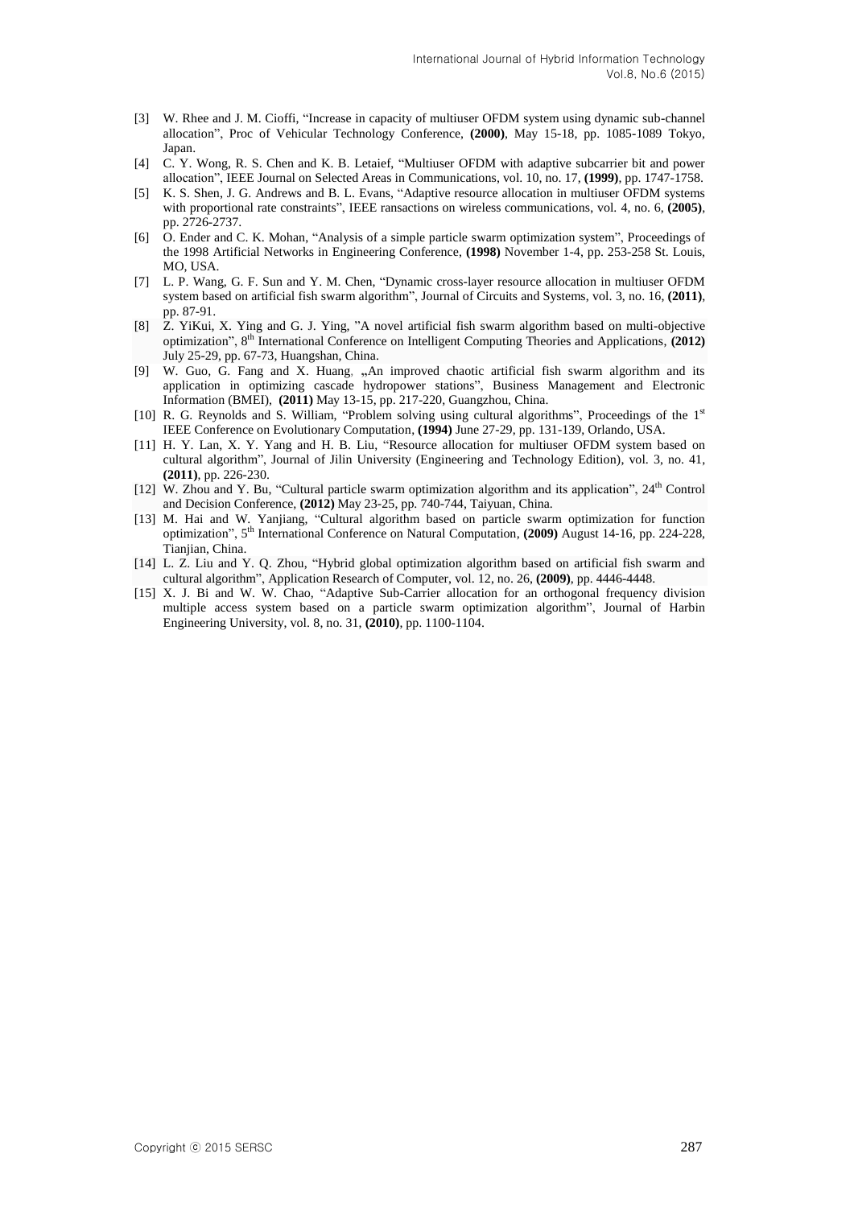[3] W. Rhee and J. M. Cioffi, "Increase in capacity of multiuser OFDM system using dynamic sub-channel allocation", Proc of Vehicular Technology Conference, **(2000)**, May 15-18, pp. 1085-1089 Tokyo, Japan.

[4] C. Y. Wong, R. S. Chen and K. B. Letaief, "Multiuser OFDM with adaptive subcarrier bit and power allocation", IEEE Journal on Selected Areas in Communications, vol. 10, no. 17, **(1999)**, pp. 1747-1758.

[5] K. S. Shen, J. G. Andrews and B. L. Evans, "Adaptive resource allocation in multiuser OFDM systems with proportional rate constraints", IEEE ransactions on wireless communications, vol. 4, no. 6, **(2005)**, pp. 2726-2737.

[6] O. Ender and C. K. Mohan, "Analysis of a simple particle swarm optimization system", Proceedings of the 1998 Artificial Networks in Engineering Conference, **(1998)** November 1-4, pp. 253-258 St. Louis, MO, USA.

[7] L. P. Wang, G. F. Sun and Y. M. Chen, "Dynamic cross-layer resource allocation in multiuser OFDM system based on artificial fish swarm algorithm", Journal of Circuits and Systems, vol. 3, no. 16, **(2011)**, pp. 87-91.

[8] Z. YiKui, X. Ying and G. J. Ying, "A novel artificial fish swarm algorithm based on multi-objective optimization", 8th International Conference on Intelligent Computing Theories and Applications, **(2012)** July 25-29, pp. 67-73, Huangshan, China.

[9] W. Guo, G. Fang and X. Huang, „An improved chaotic artificial fish swarm algorithm and its application in optimizing cascade hydropower stations", Business Management and Electronic Information (BMEI), **(2011)** May 13-15, pp. 217-220, Guangzhou, China.

[10] R. G. Reynolds and S. William, "Problem solving using cultural algorithms", Proceedings of the 1st IEEE Conference on Evolutionary Computation, **(1994)** June 27-29, pp. 131-139, Orlando, USA.

[11] H. Y. Lan, X. Y. Yang and H. B. Liu, "Resource allocation for multiuser OFDM system based on cultural algorithm", Journal of Jilin University (Engineering and Technology Edition), vol. 3, no. 41, **(2011)**, pp. 226-230.

[12] W. Zhou and Y. Bu, "Cultural particle swarm optimization algorithm and its application", 24th Control and Decision Conference, **(2012)** May 23-25, pp. 740-744, Taiyuan, China.

[13] M. Hai and W. Yanjiang, "Cultural algorithm based on particle swarm optimization for function optimization", 5th International Conference on Natural Computation, **(2009)** August 14-16, pp. 224-228, Tianjian, China.

[14] L. Z. Liu and Y. Q. Zhou, "Hybrid global optimization algorithm based on artificial fish swarm and cultural algorithm", Application Research of Computer, vol. 12, no. 26, **(2009)**, pp. 4446-4448.

[15] X. J. Bi and W. W. Chao, "Adaptive Sub-Carrier allocation for an orthogonal frequency division multiple access system based on a particle swarm optimization algorithm", Journal of Harbin Engineering University, vol. 8, no. 31, **(2010)**, pp. 1100-1104.